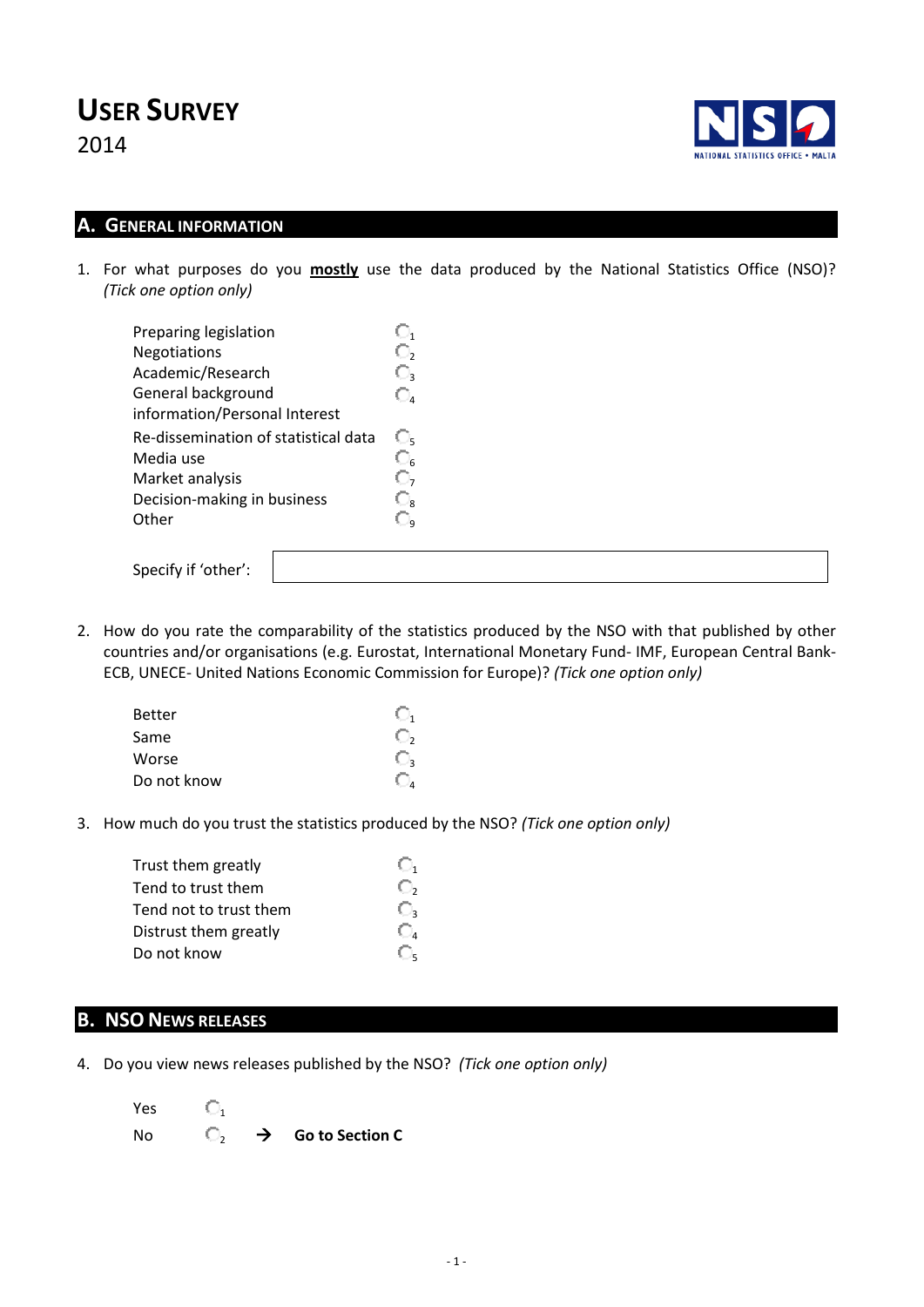# USER SURVEY

2014

## A. GENERAL INFORMATION

1. For what purposes do you **mostly** use the data produced by the National Statistics Office (NSO)? *(Tick one option only)*

| | |
|---|---|
| Preparing legislation | ○ 1 |
| Negotiations | ○ 2 |
| Academic/Research | ○ 3 |
| General background information/Personal Interest | ○ 4 |
| Re-dissemination of statistical data | ○ 5 |
| Media use | ○ 6 |
| Market analysis | ○ 7 |
| Decision-making in business | ○ 8 |
| Other | ○ 9 |

Specify if 'other': ____________________

2. How do you rate the comparability of the statistics produced by the NSO with that published by other countries and/or organisations (e.g. Eurostat, International Monetary Fund- IMF, European Central Bank- ECB, UNECE- United Nations Economic Commission for Europe)? *(Tick one option only)*

| | |
|---|---|
| Better | ○ 1 |
| Same | ○ 2 |
| Worse | ○ 3 |
| Do not know | ○ 4 |

3. How much do you trust the statistics produced by the NSO? *(Tick one option only)*

| | |
|---|---|
| Trust them greatly | ○ 1 |
| Tend to trust them | ○ 2 |
| Tend not to trust them | ○ 3 |
| Distrust them greatly | ○ 4 |
| Do not know | ○ 5 |

## B. NSO NEWS RELEASES

4. Do you view news releases published by the NSO? *(Tick one option only)*

| | | |
|---|---|---|
| Yes | ○ 1 | |
| No | ○ 2 | → **Go to Section C** |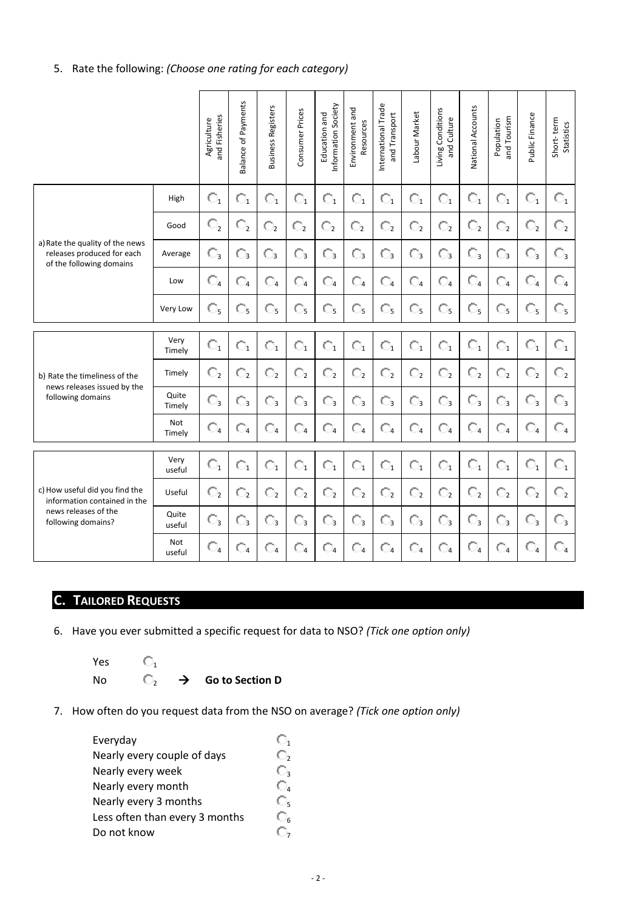5. Rate the following: *(Choose one rating for each category)*

| | | Agriculture and Fisheries | Balance of Payments | Business Registers | Consumer Prices | Education and Information Society | Environment and Resources | International Trade and Transport | Labour Market | Living Conditions and Culture | National Accounts | Population and Tourism | Public Finance | Short- term Statistics |
|---|---|---|---|---|---|---|---|---|---|---|---|---|---|---|
| a) Rate the quality of the news releases produced for each of the following domains | High | ○1 | ○1 | ○1 | ○1 | ○1 | ○1 | ○1 | ○1 | ○1 | ○1 | ○1 | ○1 | ○1 |
| | Good | ○2 | ○2 | ○2 | ○2 | ○2 | ○2 | ○2 | ○2 | ○2 | ○2 | ○2 | ○2 | ○2 |
| | Average | ○3 | ○3 | ○3 | ○3 | ○3 | ○3 | ○3 | ○3 | ○3 | ○3 | ○3 | ○3 | ○3 |
| | Low | ○4 | ○4 | ○4 | ○4 | ○4 | ○4 | ○4 | ○4 | ○4 | ○4 | ○4 | ○4 | ○4 |
| | Very Low | ○5 | ○5 | ○5 | ○5 | ○5 | ○5 | ○5 | ○5 | ○5 | ○5 | ○5 | ○5 | ○5 |
| b) Rate the timeliness of the news releases issued by the following domains | Very Timely | ○1 | ○1 | ○1 | ○1 | ○1 | ○1 | ○1 | ○1 | ○1 | ○1 | ○1 | ○1 | ○1 |
| | Timely | ○2 | ○2 | ○2 | ○2 | ○2 | ○2 | ○2 | ○2 | ○2 | ○2 | ○2 | ○2 | ○2 |
| | Quite Timely | ○3 | ○3 | ○3 | ○3 | ○3 | ○3 | ○3 | ○3 | ○3 | ○3 | ○3 | ○3 | ○3 |
| | Not Timely | ○4 | ○4 | ○4 | ○4 | ○4 | ○4 | ○4 | ○4 | ○4 | ○4 | ○4 | ○4 | ○4 |
| c) How useful did you find the information contained in the news releases of the following domains? | Very useful | ○1 | ○1 | ○1 | ○1 | ○1 | ○1 | ○1 | ○1 | ○1 | ○1 | ○1 | ○1 | ○1 |
| | Useful | ○2 | ○2 | ○2 | ○2 | ○2 | ○2 | ○2 | ○2 | ○2 | ○2 | ○2 | ○2 | ○2 |
| | Quite useful | ○3 | ○3 | ○3 | ○3 | ○3 | ○3 | ○3 | ○3 | ○3 | ○3 | ○3 | ○3 | ○3 |
| | Not useful | ○4 | ○4 | ○4 | ○4 | ○4 | ○4 | ○4 | ○4 | ○4 | ○4 | ○4 | ○4 | ○4 |

## C. TAILORED REQUESTS

6. Have you ever submitted a specific request for data to NSO? *(Tick one option only)*

   Yes ○1
   No ○2 → **Go to Section D**

7. How often do you request data from the NSO on average? *(Tick one option only)*

   Everyday ○1
   Nearly every couple of days ○2
   Nearly every week ○3
   Nearly every month ○4
   Nearly every 3 months ○5
   Less often than every 3 months ○6
   Do not know ○7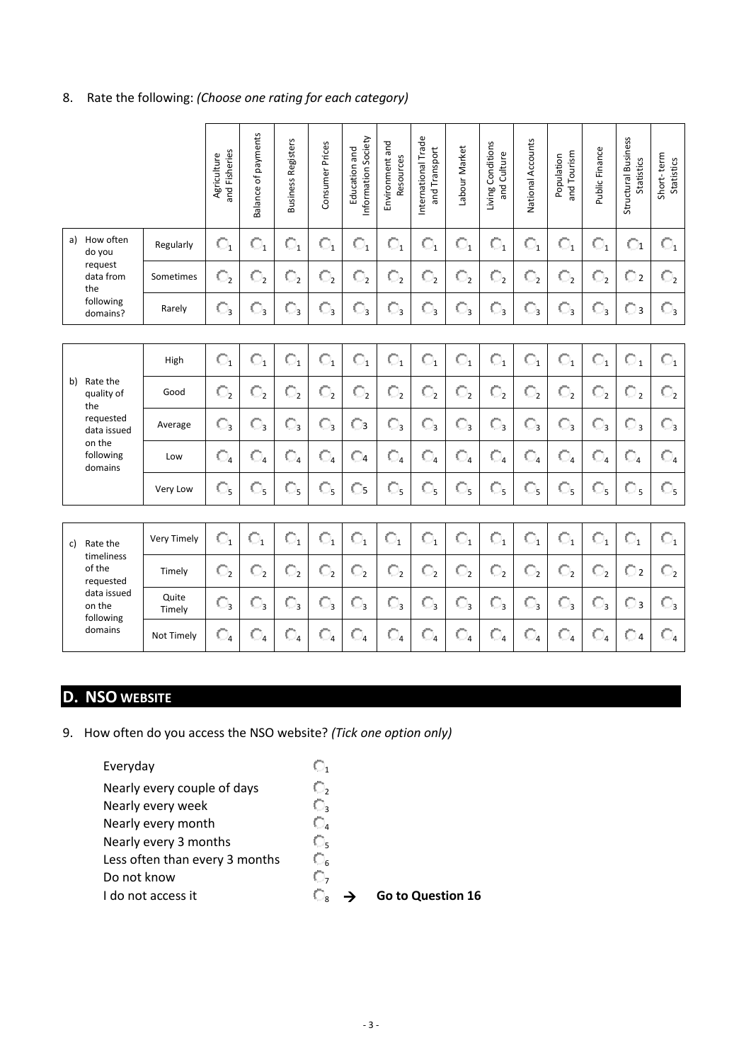8. Rate the following: *(Choose one rating for each category)*

| | | Agriculture and Fisheries | Balance of payments | Business Registers | Consumer Prices | Education and Information Society | Environment and Resources | International Trade and Transport | Labour Market | Living Conditions and Culture | National Accounts | Population and Tourism | Public Finance | Structural Business Statistics | Short-term Statistics |
|---|---|---|---|---|---|---|---|---|---|---|---|---|---|---|---|
| a) How often do you request data from the following domains? | Regularly | ○1 | ○1 | ○1 | ○1 | ○1 | ○1 | ○1 | ○1 | ○1 | ○1 | ○1 | ○1 | ○1 | ○1 |
| | Sometimes | ○2 | ○2 | ○2 | ○2 | ○2 | ○2 | ○2 | ○2 | ○2 | ○2 | ○2 | ○2 | ○2 | ○2 |
| | Rarely | ○3 | ○3 | ○3 | ○3 | ○3 | ○3 | ○3 | ○3 | ○3 | ○3 | ○3 | ○3 | ○3 | ○3 |

| | | Agriculture and Fisheries | Balance of payments | Business Registers | Consumer Prices | Education and Information Society | Environment and Resources | International Trade and Transport | Labour Market | Living Conditions and Culture | National Accounts | Population and Tourism | Public Finance | Structural Business Statistics | Short-term Statistics |
|---|---|---|---|---|---|---|---|---|---|---|---|---|---|---|---|
| b) Rate the quality of the requested data issued on the following domains | High | ○1 | ○1 | ○1 | ○1 | ○1 | ○1 | ○1 | ○1 | ○1 | ○1 | ○1 | ○1 | ○1 | ○1 |
| | Good | ○2 | ○2 | ○2 | ○2 | ○2 | ○2 | ○2 | ○2 | ○2 | ○2 | ○2 | ○2 | ○2 | ○2 |
| | Average | ○3 | ○3 | ○3 | ○3 | ○3 | ○3 | ○3 | ○3 | ○3 | ○3 | ○3 | ○3 | ○3 | ○3 |
| | Low | ○4 | ○4 | ○4 | ○4 | ○4 | ○4 | ○4 | ○4 | ○4 | ○4 | ○4 | ○4 | ○4 | ○4 |
| | Very Low | ○5 | ○5 | ○5 | ○5 | ○5 | ○5 | ○5 | ○5 | ○5 | ○5 | ○5 | ○5 | ○5 | ○5 |

| | | Agriculture and Fisheries | Balance of payments | Business Registers | Consumer Prices | Education and Information Society | Environment and Resources | International Trade and Transport | Labour Market | Living Conditions and Culture | National Accounts | Population and Tourism | Public Finance | Structural Business Statistics | Short-term Statistics |
|---|---|---|---|---|---|---|---|---|---|---|---|---|---|---|---|
| c) Rate the timeliness of the requested data issued on the following domains | Very Timely | ○1 | ○1 | ○1 | ○1 | ○1 | ○1 | ○1 | ○1 | ○1 | ○1 | ○1 | ○1 | ○1 | ○1 |
| | Timely | ○2 | ○2 | ○2 | ○2 | ○2 | ○2 | ○2 | ○2 | ○2 | ○2 | ○2 | ○2 | ○2 | ○2 |
| | Quite Timely | ○3 | ○3 | ○3 | ○3 | ○3 | ○3 | ○3 | ○3 | ○3 | ○3 | ○3 | ○3 | ○3 | ○3 |
| | Not Timely | ○4 | ○4 | ○4 | ○4 | ○4 | ○4 | ○4 | ○4 | ○4 | ○4 | ○4 | ○4 | ○4 | ○4 |

## D. NSO WEBSITE

9. How often do you access the NSO website? *(Tick one option only)*

| | |
|---|---|
| Everyday | ○1 |
| Nearly every couple of days | ○2 |
| Nearly every week | ○3 |
| Nearly every month | ○4 |
| Nearly every 3 months | ○5 |
| Less often than every 3 months | ○6 |
| Do not know | ○7 |
| I do not access it | ○8 → **Go to Question 16** |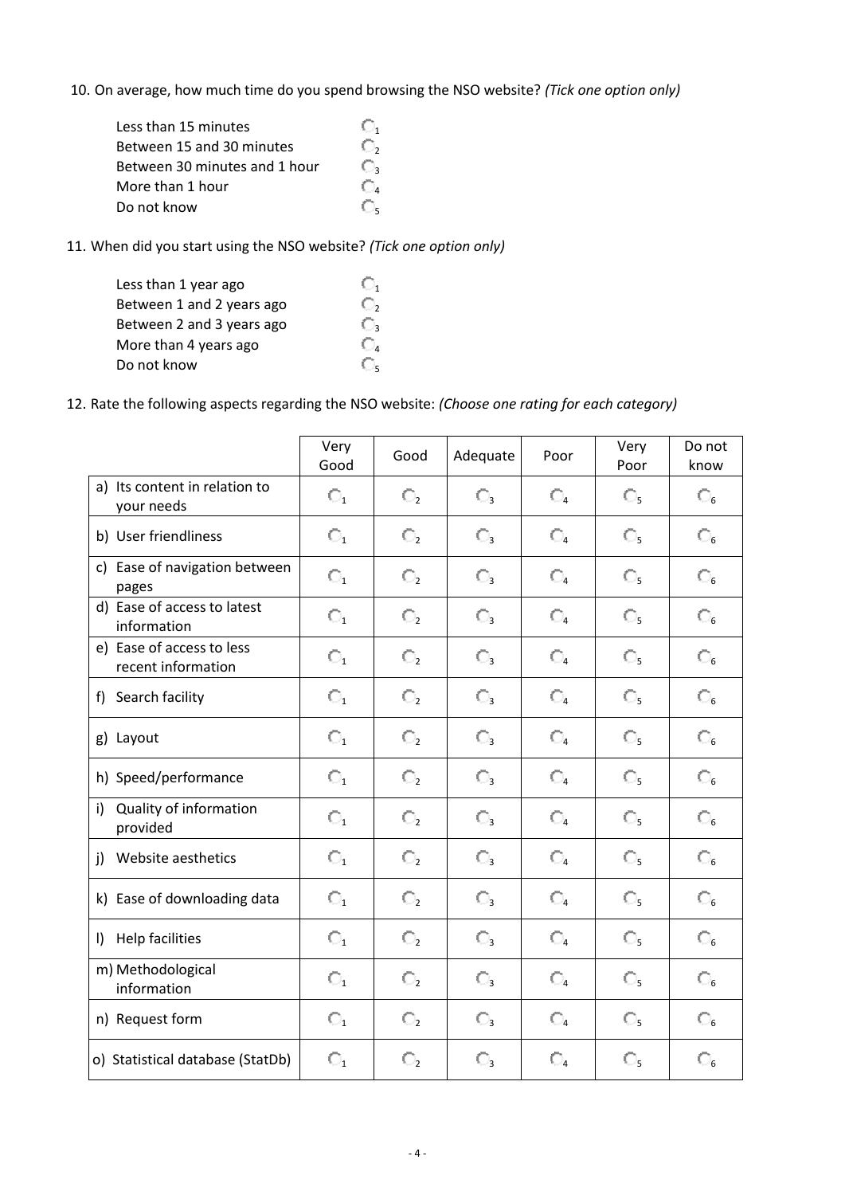10. On average, how much time do you spend browsing the NSO website? *(Tick one option only)*

| | |
|---|---|
| Less than 15 minutes | ◯ 1 |
| Between 15 and 30 minutes | ◯ 2 |
| Between 30 minutes and 1 hour | ◯ 3 |
| More than 1 hour | ◯ 4 |
| Do not know | ◯ 5 |

11. When did you start using the NSO website? *(Tick one option only)*

| | |
|---|---|
| Less than 1 year ago | ◯ 1 |
| Between 1 and 2 years ago | ◯ 2 |
| Between 2 and 3 years ago | ◯ 3 |
| More than 4 years ago | ◯ 4 |
| Do not know | ◯ 5 |

12. Rate the following aspects regarding the NSO website: *(Choose one rating for each category)*

| | Very Good | Good | Adequate | Poor | Very Poor | Do not know |
|---|---|---|---|---|---|---|
| a) Its content in relation to your needs | ◯ 1 | ◯ 2 | ◯ 3 | ◯ 4 | ◯ 5 | ◯ 6 |
| b) User friendliness | ◯ 1 | ◯ 2 | ◯ 3 | ◯ 4 | ◯ 5 | ◯ 6 |
| c) Ease of navigation between pages | ◯ 1 | ◯ 2 | ◯ 3 | ◯ 4 | ◯ 5 | ◯ 6 |
| d) Ease of access to latest information | ◯ 1 | ◯ 2 | ◯ 3 | ◯ 4 | ◯ 5 | ◯ 6 |
| e) Ease of access to less recent information | ◯ 1 | ◯ 2 | ◯ 3 | ◯ 4 | ◯ 5 | ◯ 6 |
| f) Search facility | ◯ 1 | ◯ 2 | ◯ 3 | ◯ 4 | ◯ 5 | ◯ 6 |
| g) Layout | ◯ 1 | ◯ 2 | ◯ 3 | ◯ 4 | ◯ 5 | ◯ 6 |
| h) Speed/performance | ◯ 1 | ◯ 2 | ◯ 3 | ◯ 4 | ◯ 5 | ◯ 6 |
| i) Quality of information provided | ◯ 1 | ◯ 2 | ◯ 3 | ◯ 4 | ◯ 5 | ◯ 6 |
| j) Website aesthetics | ◯ 1 | ◯ 2 | ◯ 3 | ◯ 4 | ◯ 5 | ◯ 6 |
| k) Ease of downloading data | ◯ 1 | ◯ 2 | ◯ 3 | ◯ 4 | ◯ 5 | ◯ 6 |
| l) Help facilities | ◯ 1 | ◯ 2 | ◯ 3 | ◯ 4 | ◯ 5 | ◯ 6 |
| m) Methodological information | ◯ 1 | ◯ 2 | ◯ 3 | ◯ 4 | ◯ 5 | ◯ 6 |
| n) Request form | ◯ 1 | ◯ 2 | ◯ 3 | ◯ 4 | ◯ 5 | ◯ 6 |
| o) Statistical database (StatDb) | ◯ 1 | ◯ 2 | ◯ 3 | ◯ 4 | ◯ 5 | ◯ 6 |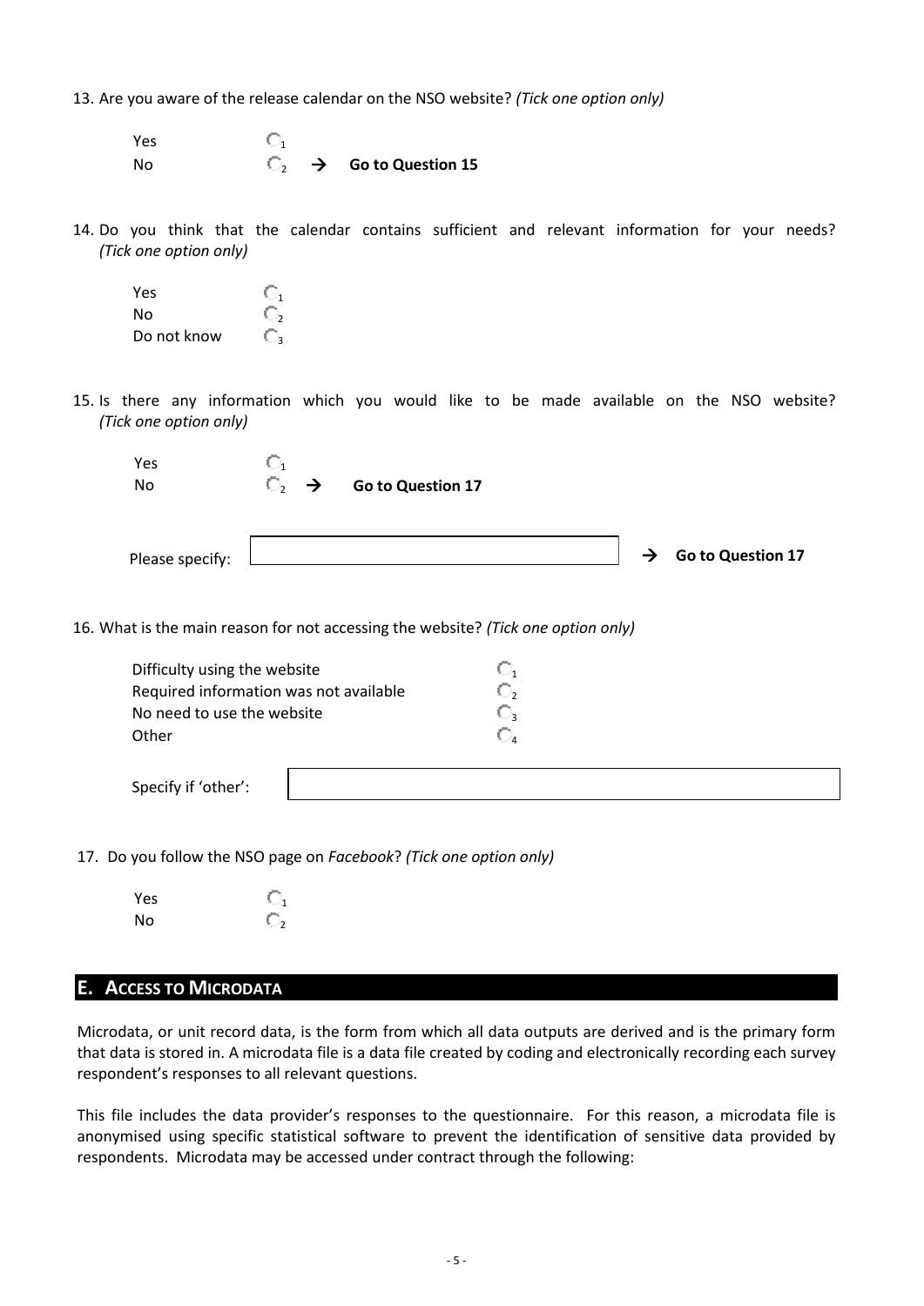13. Are you aware of the release calendar on the NSO website? *(Tick one option only)*

Yes ○ 1
No ○ 2 → **Go to Question 15**

14. Do you think that the calendar contains sufficient and relevant information for your needs? *(Tick one option only)*

Yes ○ 1
No ○ 2
Do not know ○ 3

15. Is there any information which you would like to be made available on the NSO website? *(Tick one option only)*

Yes ○ 1
No ○ 2 → **Go to Question 17**

Please specify: ____________________ → **Go to Question 17**

16. What is the main reason for not accessing the website? *(Tick one option only)*

Difficulty using the website ○ 1
Required information was not available ○ 2
No need to use the website ○ 3
Other ○ 4

Specify if 'other': ____________________

17. Do you follow the NSO page on *Facebook*? *(Tick one option only)*

Yes ○ 1
No ○ 2

## E. Access to Microdata

Microdata, or unit record data, is the form from which all data outputs are derived and is the primary form that data is stored in. A microdata file is a data file created by coding and electronically recording each survey respondent's responses to all relevant questions.

This file includes the data provider's responses to the questionnaire. For this reason, a microdata file is anonymised using specific statistical software to prevent the identification of sensitive data provided by respondents. Microdata may be accessed under contract through the following: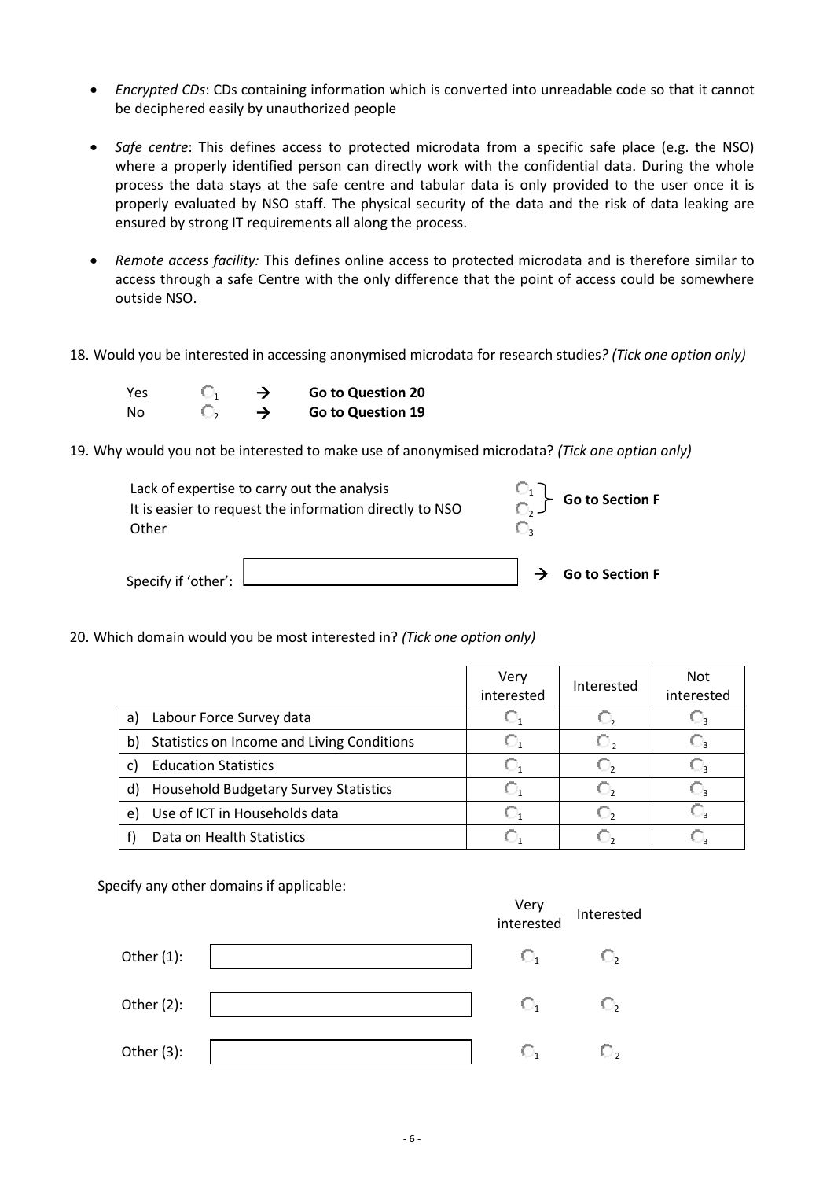- *Encrypted CDs*: CDs containing information which is converted into unreadable code so that it cannot be deciphered easily by unauthorized people

- *Safe centre*: This defines access to protected microdata from a specific safe place (e.g. the NSO) where a properly identified person can directly work with the confidential data. During the whole process the data stays at the safe centre and tabular data is only provided to the user once it is properly evaluated by NSO staff. The physical security of the data and the risk of data leaking are ensured by strong IT requirements all along the process.

- *Remote access facility:* This defines online access to protected microdata and is therefore similar to access through a safe Centre with the only difference that the point of access could be somewhere outside NSO.

18. Would you be interested in accessing anonymised microdata for research studies*? (Tick one option only)*

| | | | |
|---|---|---|---|
| Yes | ○ 1 | → | **Go to Question 20** |
| No | ○ 2 | → | **Go to Question 19** |

19. Why would you not be interested to make use of anonymised microdata? *(Tick one option only)*

| | | |
|---|---|---|
| Lack of expertise to carry out the analysis | ○ 1 | **Go to Section F** |
| It is easier to request the information directly to NSO | ○ 2 | **Go to Section F** |
| Other | ○ 3 | |

Specify if 'other': ______________________ → **Go to Section F**

20. Which domain would you be most interested in? *(Tick one option only)*

| | Very interested | Interested | Not interested |
|---|---|---|---|
| a) Labour Force Survey data | ○ 1 | ○ 2 | ○ 3 |
| b) Statistics on Income and Living Conditions | ○ 1 | ○ 2 | ○ 3 |
| c) Education Statistics | ○ 1 | ○ 2 | ○ 3 |
| d) Household Budgetary Survey Statistics | ○ 1 | ○ 2 | ○ 3 |
| e) Use of ICT in Households data | ○ 1 | ○ 2 | ○ 3 |
| f) Data on Health Statistics | ○ 1 | ○ 2 | ○ 3 |

Specify any other domains if applicable:

| | | Very interested | Interested |
|---|---|---|---|
| Other (1): | ______________________ | ○ 1 | ○ 2 |
| Other (2): | ______________________ | ○ 1 | ○ 2 |
| Other (3): | ______________________ | ○ 1 | ○ 2 |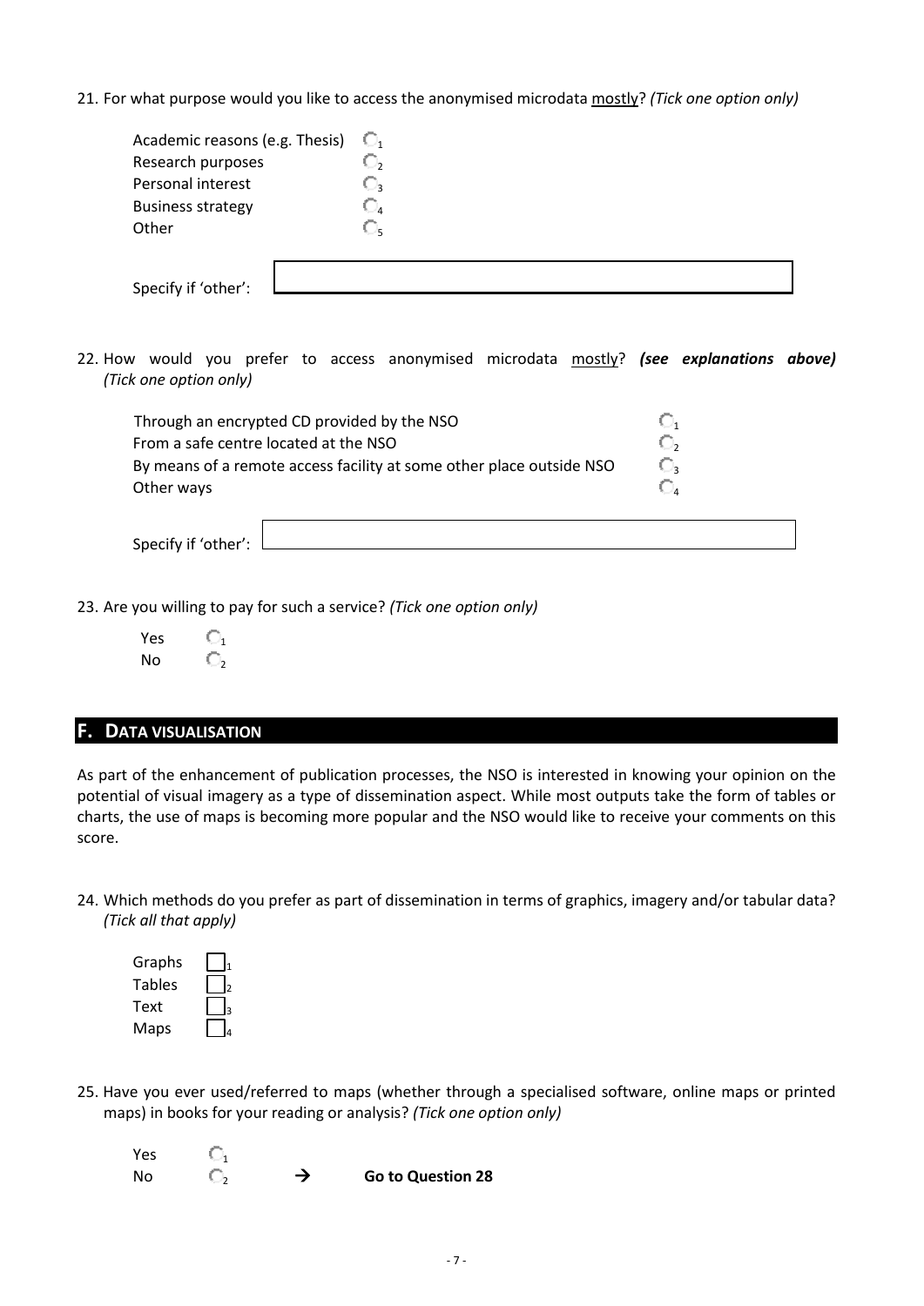21. For what purpose would you like to access the anonymised microdata <u>mostly</u>? *(Tick one option only)*

| | |
|---|---|
| Academic reasons (e.g. Thesis) | ○ 1 |
| Research purposes | ○ 2 |
| Personal interest | ○ 3 |
| Business strategy | ○ 4 |
| Other | ○ 5 |

Specify if 'other': ______________________

22. How would you prefer to access anonymised microdata <u>mostly</u>? ***(see explanations above)*** *(Tick one option only)*

| | |
|---|---|
| Through an encrypted CD provided by the NSO | ○ 1 |
| From a safe centre located at the NSO | ○ 2 |
| By means of a remote access facility at some other place outside NSO | ○ 3 |
| Other ways | ○ 4 |

Specify if 'other': ______________________

23. Are you willing to pay for such a service? *(Tick one option only)*

| | |
|---|---|
| Yes | ○ 1 |
| No | ○ 2 |

## F. DATA VISUALISATION

As part of the enhancement of publication processes, the NSO is interested in knowing your opinion on the potential of visual imagery as a type of dissemination aspect. While most outputs take the form of tables or charts, the use of maps is becoming more popular and the NSO would like to receive your comments on this score.

24. Which methods do you prefer as part of dissemination in terms of graphics, imagery and/or tabular data? *(Tick all that apply)*

| | |
|---|---|
| Graphs | ☐ 1 |
| Tables | ☐ 2 |
| Text | ☐ 3 |
| Maps | ☐ 4 |

25. Have you ever used/referred to maps (whether through a specialised software, online maps or printed maps) in books for your reading or analysis? *(Tick one option only)*

| | | | |
|---|---|---|---|
| Yes | ○ 1 | | |
| No | ○ 2 | → | **Go to Question 28** |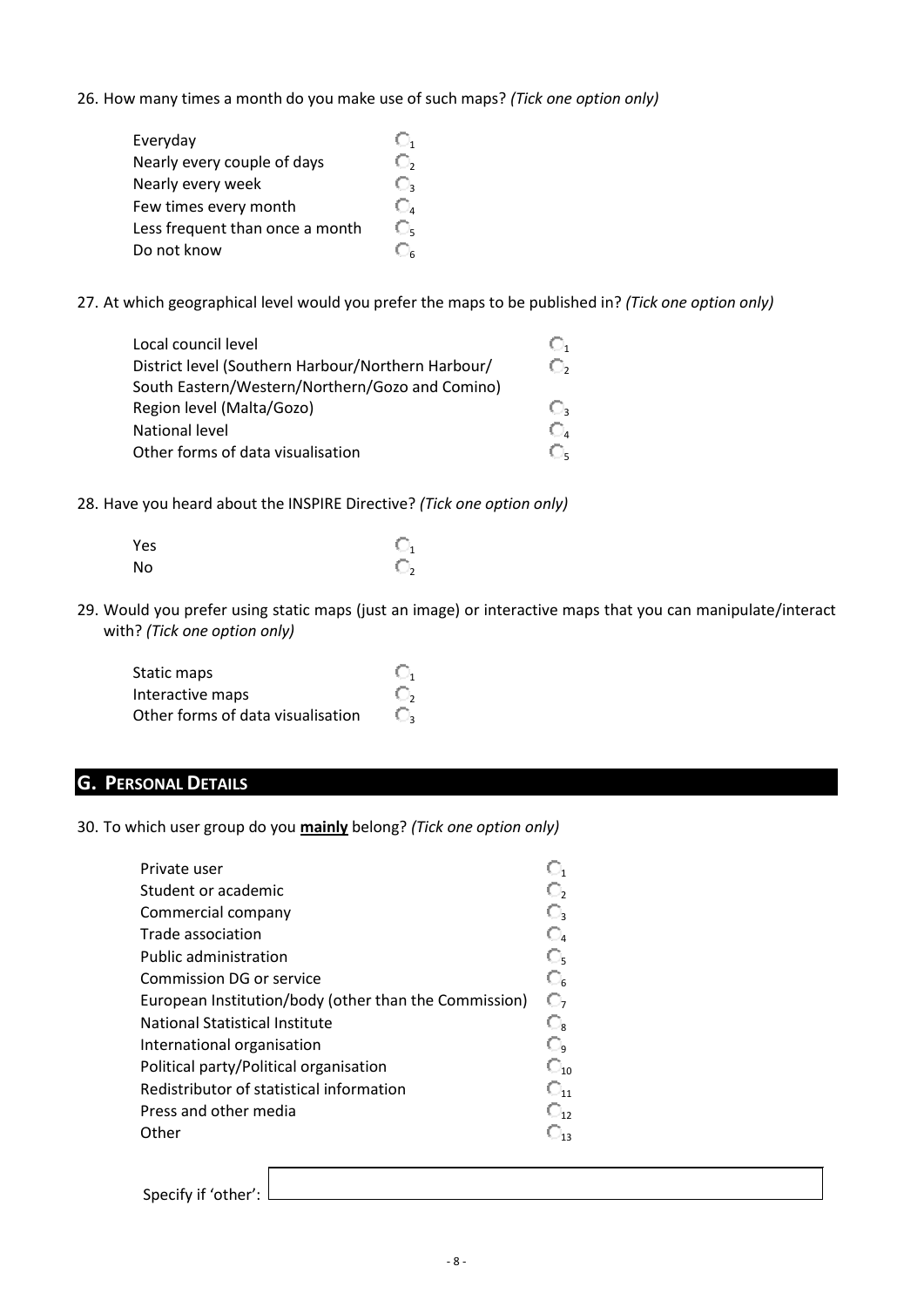26. How many times a month do you make use of such maps? *(Tick one option only)*

| | |
|---|---|
| Everyday | ○ 1 |
| Nearly every couple of days | ○ 2 |
| Nearly every week | ○ 3 |
| Few times every month | ○ 4 |
| Less frequent than once a month | ○ 5 |
| Do not know | ○ 6 |

27. At which geographical level would you prefer the maps to be published in? *(Tick one option only)*

| | |
|---|---|
| Local council level | ○ 1 |
| District level (Southern Harbour/Northern Harbour/ South Eastern/Western/Northern/Gozo and Comino) | ○ 2 |
| Region level (Malta/Gozo) | ○ 3 |
| National level | ○ 4 |
| Other forms of data visualisation | ○ 5 |

28. Have you heard about the INSPIRE Directive? *(Tick one option only)*

| | |
|---|---|
| Yes | ○ 1 |
| No | ○ 2 |

29. Would you prefer using static maps (just an image) or interactive maps that you can manipulate/interact with? *(Tick one option only)*

| | |
|---|---|
| Static maps | ○ 1 |
| Interactive maps | ○ 2 |
| Other forms of data visualisation | ○ 3 |

## G. Personal Details

30. To which user group do you **mainly** belong? *(Tick one option only)*

| | |
|---|---|
| Private user | ○ 1 |
| Student or academic | ○ 2 |
| Commercial company | ○ 3 |
| Trade association | ○ 4 |
| Public administration | ○ 5 |
| Commission DG or service | ○ 6 |
| European Institution/body (other than the Commission) | ○ 7 |
| National Statistical Institute | ○ 8 |
| International organisation | ○ 9 |
| Political party/Political organisation | ○ 10 |
| Redistributor of statistical information | ○ 11 |
| Press and other media | ○ 12 |
| Other | ○ 13 |

Specify if 'other': ____________________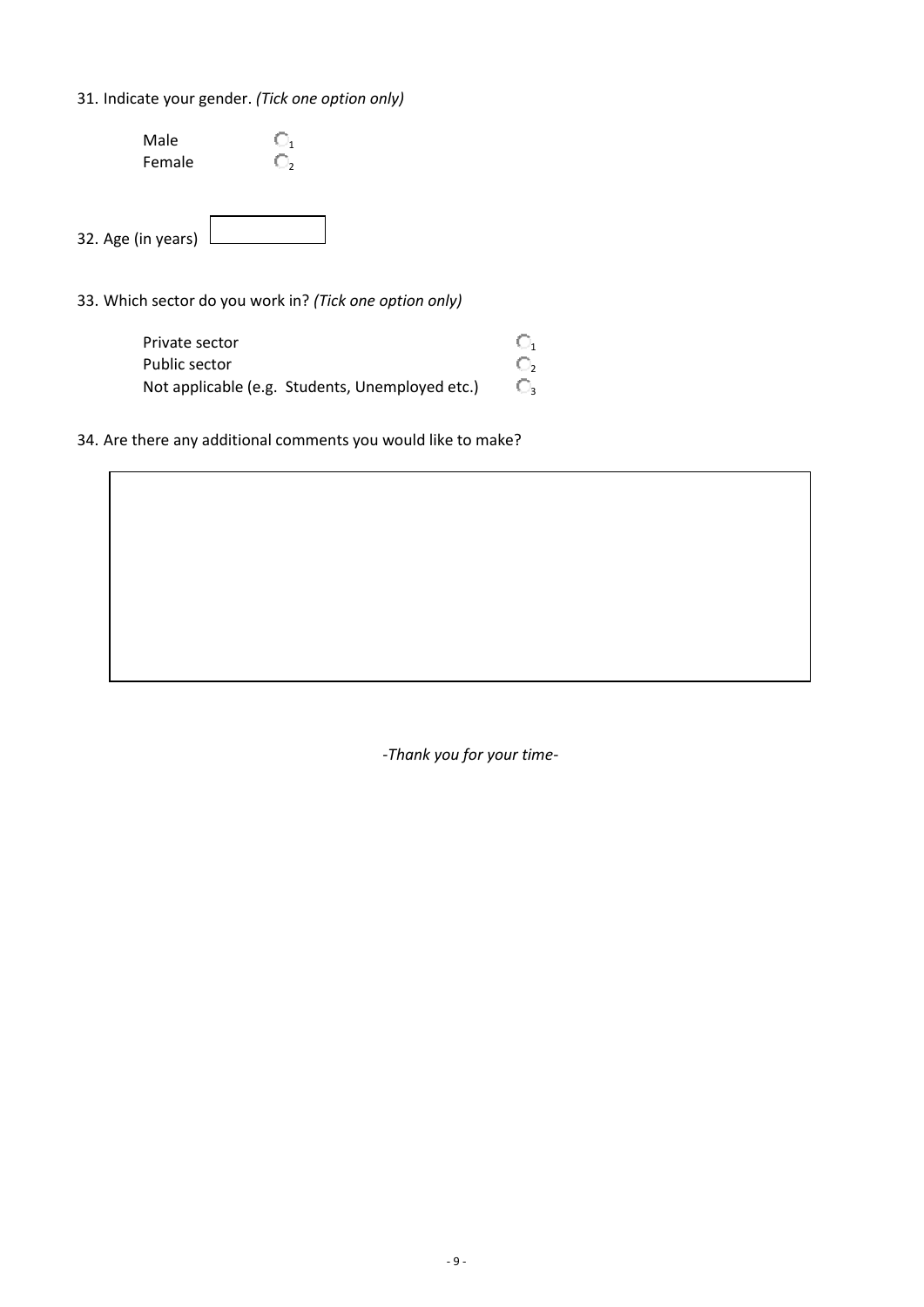31. Indicate your gender. *(Tick one option only)*

| | |
|---|---|
| Male | ○ 1 |
| Female | ○ 2 |

32. Age (in years) [ ]

33. Which sector do you work in? *(Tick one option only)*

| | |
|---|---|
| Private sector | ○ 1 |
| Public sector | ○ 2 |
| Not applicable (e.g. Students, Unemployed etc.) | ○ 3 |

34. Are there any additional comments you would like to make?

[ ]

*-Thank you for your time-*